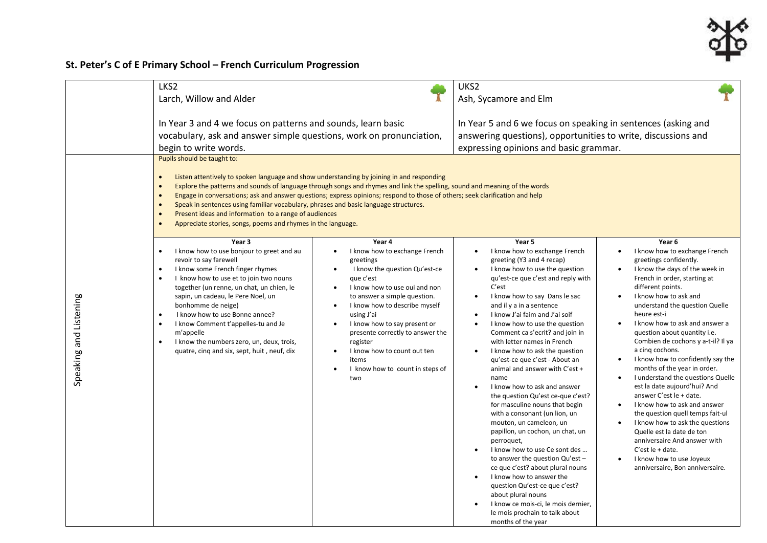# St. Peter's C of E Primary School – French Curriculum Progression

| | LKS2<br>Larch, Willow and Alder<br><br>In Year 3 and 4 we focus on patterns and sounds, learn basic vocabulary, ask and answer simple questions, work on pronunciation, begin to write words. | | UKS2<br>Ash, Sycamore and Elm<br><br>In Year 5 and 6 we focus on speaking in sentences (asking and answering questions), opportunities to write, discussions and expressing opinions and basic grammar. | |
|---|---|---|---|---|
| Speaking and Listening | Pupils should be taught to:<br>• Listen attentively to spoken language and show understanding by joining in and responding<br>• Explore the patterns and sounds of language through songs and rhymes and link the spelling, sound and meaning of the words<br>• Engage in conversations; ask and answer questions; express opinions; respond to those of others; seek clarification and help<br>• Speak in sentences using familiar vocabulary, phrases and basic language structures.<br>• Present ideas and information to a range of audiences<br>• Appreciate stories, songs, poems and rhymes in the language. | | | |
| | **Year 3** | **Year 4** | **Year 5** | **Year 6** |
| | • I know how to use bonjour to greet and au revoir to say farewell<br>• I know some French finger rhymes<br>• I know how to use et to join two nouns together (un renne, un chat, un chien, le sapin, un cadeau, le Pere Noel, un bonhomme de neige)<br>• I know how to use Bonne annee?<br>• I know Comment t'appelles-tu and Je m'appelle<br>• I know the numbers zero, un, deux, trois, quatre, cinq and six, sept, huit , neuf, dix | • I know how to exchange French greetings<br>• I know the question Qu'est-ce que c'est<br>• I know how to use oui and non to answer a simple question.<br>• I know how to describe myself using J'ai<br>• I know how to say present or presente correctly to answer the register<br>• I know how to count out ten items<br>• I know how to count in steps of two | • I know how to exchange French greeting (Y3 and 4 recap)<br>• I know how to use the question qu'est-ce que c'est and reply with C'est<br>• I know how to say Dans le sac and il y a in a sentence<br>• I know J'ai faim and J'ai soif<br>• I know how to use the question Comment ca s'ecrit? and join in with letter names in French<br>• I know how to ask the question qu'est-ce que c'est - About an animal and answer with C'est + name<br>• I know how to ask and answer the question Qu'est ce-que c'est? for masculine nouns that begin with a consonant (un lion, un mouton, un cameleon, un papillon, un cochon, un chat, un perroquet,<br>• I know how to use Ce sont des … to answer the question Qu'est – ce que c'est? about plural nouns<br>• I know how to answer the question Qu'est-ce que c'est? about plural nouns<br>• I know ce mois-ci, le mois dernier, le mois prochain to talk about months of the year | • I know how to exchange French greetings confidently.<br>• I know the days of the week in French in order, starting at different points.<br>• I know how to ask and understand the question Quelle heure est-i<br>• I know how to ask and answer a question about quantity i.e. Combien de cochons y a-t-il? Il ya a cinq cochons.<br>• I know how to confidently say the months of the year in order.<br>• I understand the questions Quelle est la date aujourd'hui? And answer C'est le + date.<br>• I know how to ask and answer the question quell temps fait-ul<br>• I know how to ask the questions Quelle est la date de ton anniversaire And answer with C'est le + date.<br>• I know how to use Joyeux anniversaire, Bon anniversaire. |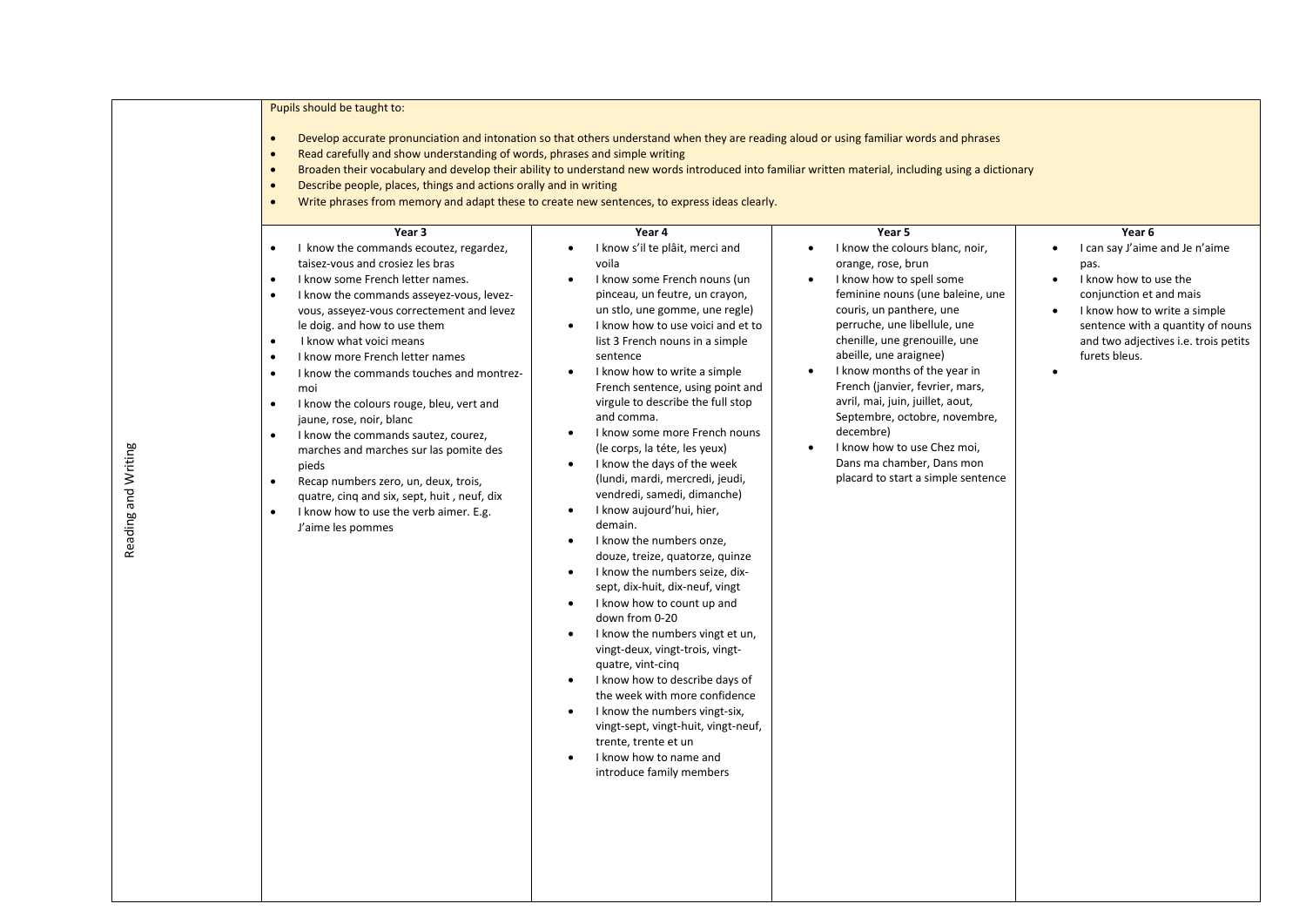| Reading and Writing | Pupils should be taught to:<br><br>• Develop accurate pronunciation and intonation so that others understand when they are reading aloud or using familiar words and phrases<br>• Read carefully and show understanding of words, phrases and simple writing<br>• Broaden their vocabulary and develop their ability to understand new words introduced into familiar written material, including using a dictionary<br>• Describe people, places, things and actions orally and in writing<br>• Write phrases from memory and adapt these to create new sentences, to express ideas clearly. | | | |
|---|---|---|---|---|
| | **Year 3** | **Year 4** | **Year 5** | **Year 6** |
| | • I know the commands ecoutez, regardez, taisez-vous and crosiez les bras<br>• I know some French letter names.<br>• I know the commands asseyez-vous, levez-vous, asseyez-vous correctement and levez le doig. and how to use them<br>• I know what voici means<br>• I know more French letter names<br>• I know the commands touches and montrez-moi<br>• I know the colours rouge, bleu, vert and jaune, rose, noir, blanc<br>• I know the commands sautez, courez, marches and marches sur las pomite des pieds<br>• Recap numbers zero, un, deux, trois, quatre, cinq and six, sept, huit , neuf, dix<br>• I know how to use the verb aimer. E.g. J'aime les pommes | • I know s'il te plâit, merci and voila<br>• I know some French nouns (un pinceau, un feutre, un crayon, un stlo, une gomme, une regle)<br>• I know how to use voici and et to list 3 French nouns in a simple sentence<br>• I know how to write a simple French sentence, using point and virgule to describe the full stop and comma.<br>• I know some more French nouns (le corps, la téte, les yeux)<br>• I know the days of the week (lundi, mardi, mercredi, jeudi, vendredi, samedi, dimanche)<br>• I know aujourd'hui, hier, demain.<br>• I know the numbers onze, douze, treize, quatorze, quinze<br>• I know the numbers seize, dix-sept, dix-huit, dix-neuf, vingt<br>• I know how to count up and down from 0-20<br>• I know the numbers vingt et un, vingt-deux, vingt-trois, vingt-quatre, vint-cinq<br>• I know how to describe days of the week with more confidence<br>• I know the numbers vingt-six, vingt-sept, vingt-huit, vingt-neuf, trente, trente et un<br>• I know how to name and introduce family members | • I know the colours blanc, noir, orange, rose, brun<br>• I know how to spell some feminine nouns (une baleine, une couris, un panthere, une perruche, une libellule, une chenille, une grenouille, une abeille, une araignee)<br>• I know months of the year in French (janvier, fevrier, mars, avril, mai, juin, juillet, aout, Septembre, octobre, novembre, decembre)<br>• I know how to use Chez moi, Dans ma chamber, Dans mon placard to start a simple sentence | • I can say J'aime and Je n'aime pas.<br>• I know how to use the conjunction et and mais<br>• I know how to write a simple sentence with a quantity of nouns and two adjectives i.e. trois petits furets bleus.<br>• |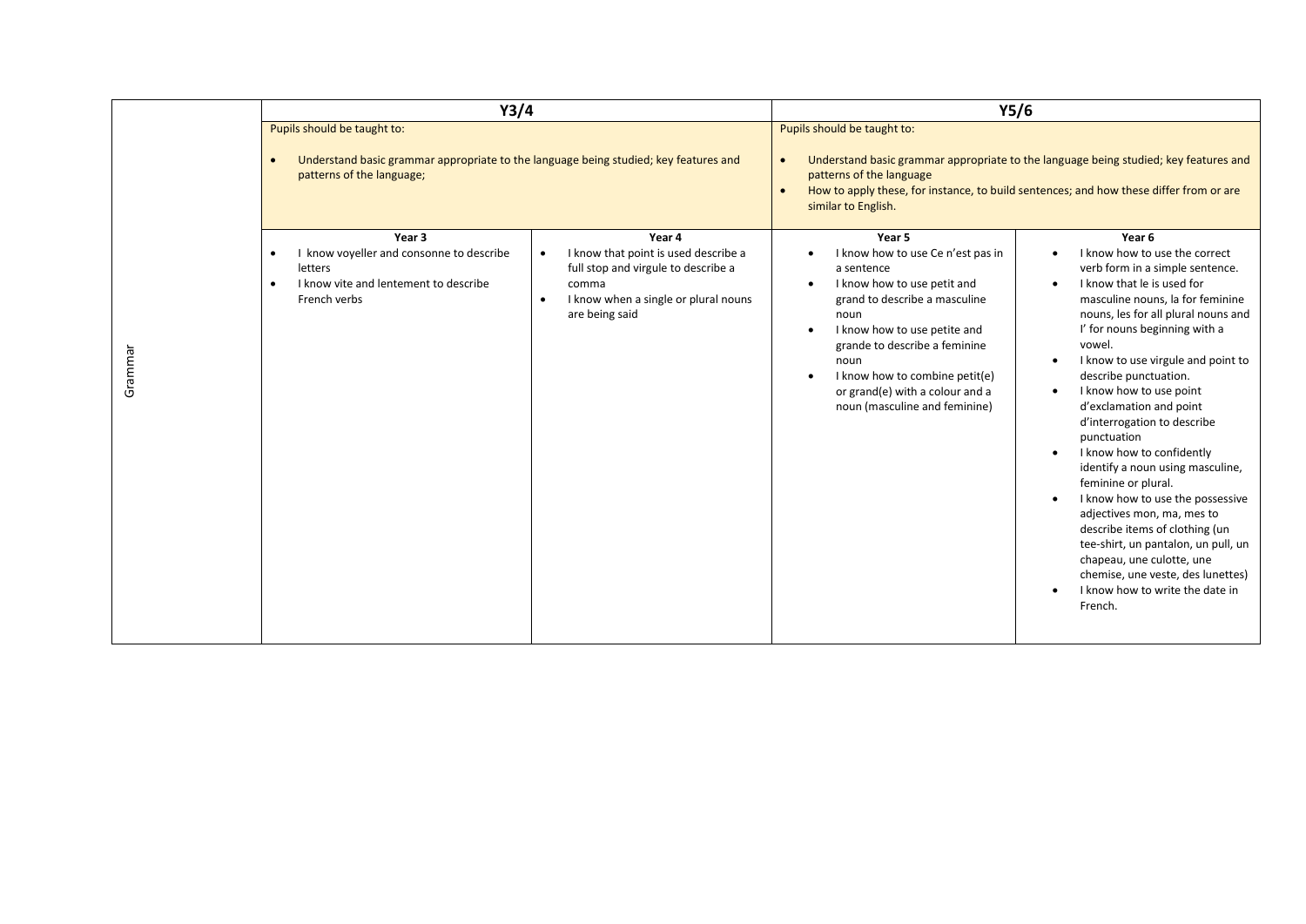| Grammar | Y3/4 | | Y5/6 | |
|---|---|---|---|---|
| | Pupils should be taught to:<br><br>• Understand basic grammar appropriate to the language being studied; key features and patterns of the language; | | Pupils should be taught to:<br><br>• Understand basic grammar appropriate to the language being studied; key features and patterns of the language<br>• How to apply these, for instance, to build sentences; and how these differ from or are similar to English. | |
| | **Year 3** | **Year 4** | **Year 5** | **Year 6** |
| | • I know voyeller and consonne to describe letters<br>• I know vite and lentement to describe French verbs | • I know that point is used describe a full stop and virgule to describe a comma<br>• I know when a single or plural nouns are being said | • I know how to use Ce n'est pas in a sentence<br>• I know how to use petit and grand to describe a masculine noun<br>• I know how to use petite and grande to describe a feminine noun<br>• I know how to combine petit(e) or grand(e) with a colour and a noun (masculine and feminine) | • I know how to use the correct verb form in a simple sentence.<br>• I know that le is used for masculine nouns, la for feminine nouns, les for all plural nouns and l' for nouns beginning with a vowel.<br>• I know to use virgule and point to describe punctuation.<br>• I know how to use point d'exclamation and point d'interrogation to describe punctuation<br>• I know how to confidently identify a noun using masculine, feminine or plural.<br>• I know how to use the possessive adjectives mon, ma, mes to describe items of clothing (un tee-shirt, un pantalon, un pull, un chapeau, une culotte, une chemise, une veste, des lunettes)<br>• I know how to write the date in French. |